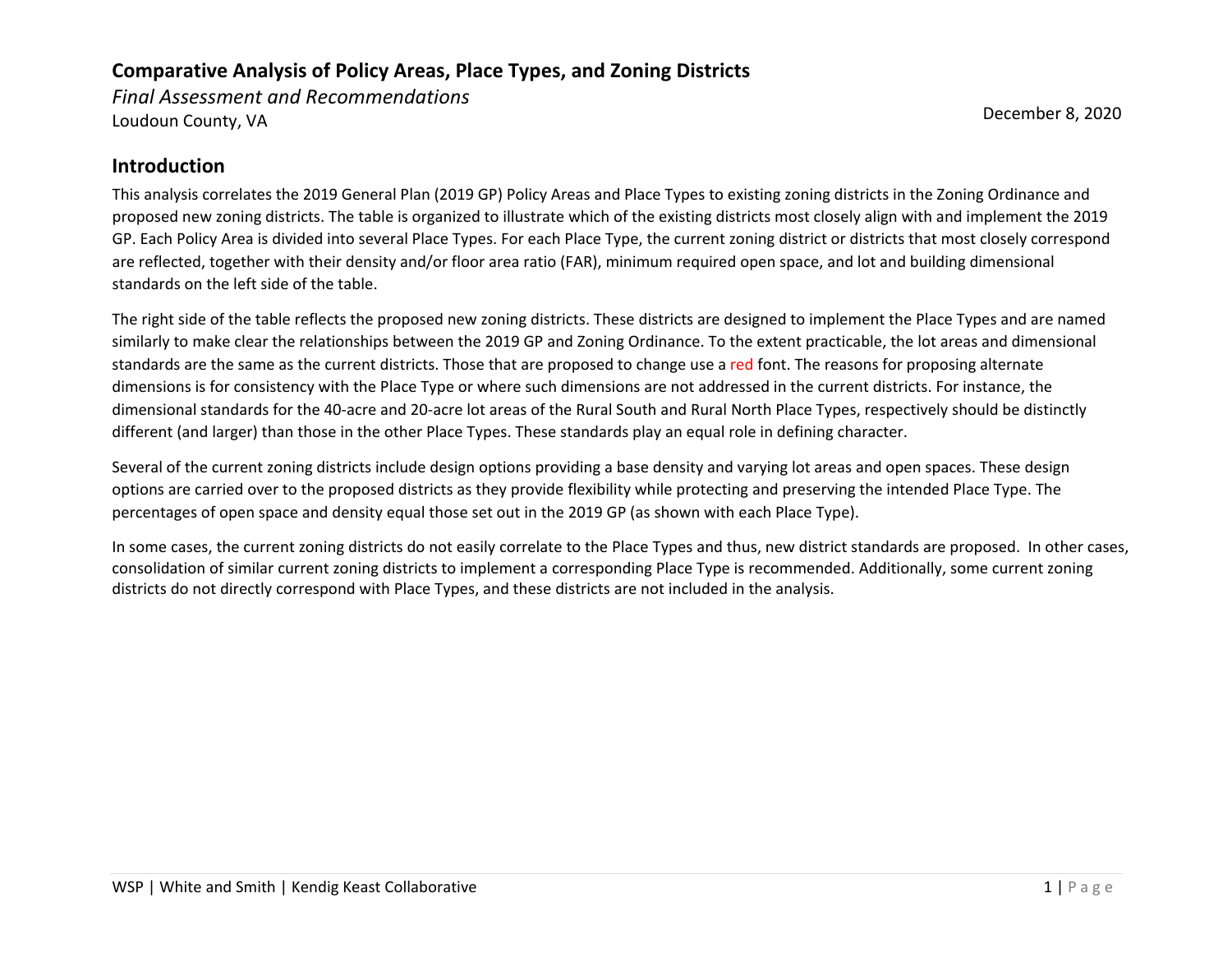# Comparative Analysis of Policy Areas, Place Types, and Zoning Districts

*Final Assessment and Recommendations*

Loudoun County, VA

December 8, 2020

## Introduction

This analysis correlates the 2019 General Plan (2019 GP) Policy Areas and Place Types to existing zoning districts in the Zoning Ordinance and proposed new zoning districts. The table is organized to illustrate which of the existing districts most closely align with and implement the 2019 GP. Each Policy Area is divided into several Place Types. For each Place Type, the current zoning district or districts that most closely correspond are reflected, together with their density and/or floor area ratio (FAR), minimum required open space, and lot and building dimensional standards on the left side of the table.

The right side of the table reflects the proposed new zoning districts. These districts are designed to implement the Place Types and are named similarly to make clear the relationships between the 2019 GP and Zoning Ordinance. To the extent practicable, the lot areas and dimensional standards are the same as the current districts. Those that are proposed to change use a red font. The reasons for proposing alternate dimensions is for consistency with the Place Type or where such dimensions are not addressed in the current districts. For instance, the dimensional standards for the 40-acre and 20-acre lot areas of the Rural South and Rural North Place Types, respectively should be distinctly different (and larger) than those in the other Place Types. These standards play an equal role in defining character.

Several of the current zoning districts include design options providing a base density and varying lot areas and open spaces. These design options are carried over to the proposed districts as they provide flexibility while protecting and preserving the intended Place Type. The percentages of open space and density equal those set out in the 2019 GP (as shown with each Place Type).

In some cases, the current zoning districts do not easily correlate to the Place Types and thus, new district standards are proposed. In other cases, consolidation of similar current zoning districts to implement a corresponding Place Type is recommended. Additionally, some current zoning districts do not directly correspond with Place Types, and these districts are not included in the analysis.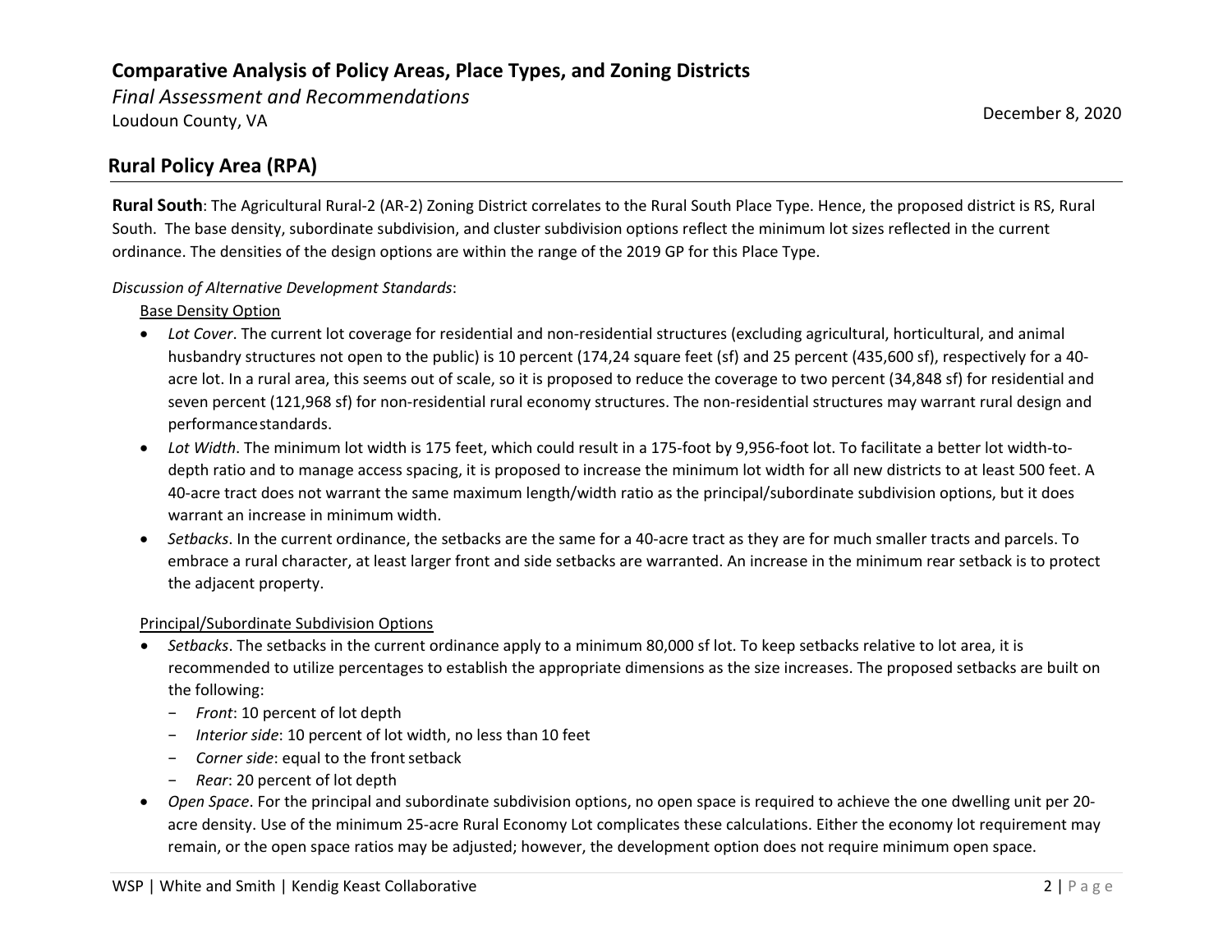## Rural Policy Area (RPA)

**Rural South**: The Agricultural Rural-2 (AR-2) Zoning District correlates to the Rural South Place Type. Hence, the proposed district is RS, Rural South. The base density, subordinate subdivision, and cluster subdivision options reflect the minimum lot sizes reflected in the current ordinance. The densities of the design options are within the range of the 2019 GP for this Place Type.

*Discussion of Alternative Development Standards*:

Base Density Option

- *Lot Cover*. The current lot coverage for residential and non-residential structures (excluding agricultural, horticultural, and animal husbandry structures not open to the public) is 10 percent (174,24 square feet (sf) and 25 percent (435,600 sf), respectively for a 40-acre lot. In a rural area, this seems out of scale, so it is proposed to reduce the coverage to two percent (34,848 sf) for residential and seven percent (121,968 sf) for non-residential rural economy structures. The non-residential structures may warrant rural design and performance standards.
- *Lot Width*. The minimum lot width is 175 feet, which could result in a 175-foot by 9,956-foot lot. To facilitate a better lot width-to-depth ratio and to manage access spacing, it is proposed to increase the minimum lot width for all new districts to at least 500 feet. A 40-acre tract does not warrant the same maximum length/width ratio as the principal/subordinate subdivision options, but it does warrant an increase in minimum width.
- *Setbacks*. In the current ordinance, the setbacks are the same for a 40-acre tract as they are for much smaller tracts and parcels. To embrace a rural character, at least larger front and side setbacks are warranted. An increase in the minimum rear setback is to protect the adjacent property.

Principal/Subordinate Subdivision Options

- *Setbacks*. The setbacks in the current ordinance apply to a minimum 80,000 sf lot. To keep setbacks relative to lot area, it is recommended to utilize percentages to establish the appropriate dimensions as the size increases. The proposed setbacks are built on the following:
  - *Front*: 10 percent of lot depth
  - *Interior side*: 10 percent of lot width, no less than 10 feet
  - *Corner side*: equal to the front setback
  - *Rear*: 20 percent of lot depth
- *Open Space*. For the principal and subordinate subdivision options, no open space is required to achieve the one dwelling unit per 20-acre density. Use of the minimum 25-acre Rural Economy Lot complicates these calculations. Either the economy lot requirement may remain, or the open space ratios may be adjusted; however, the development option does not require minimum open space.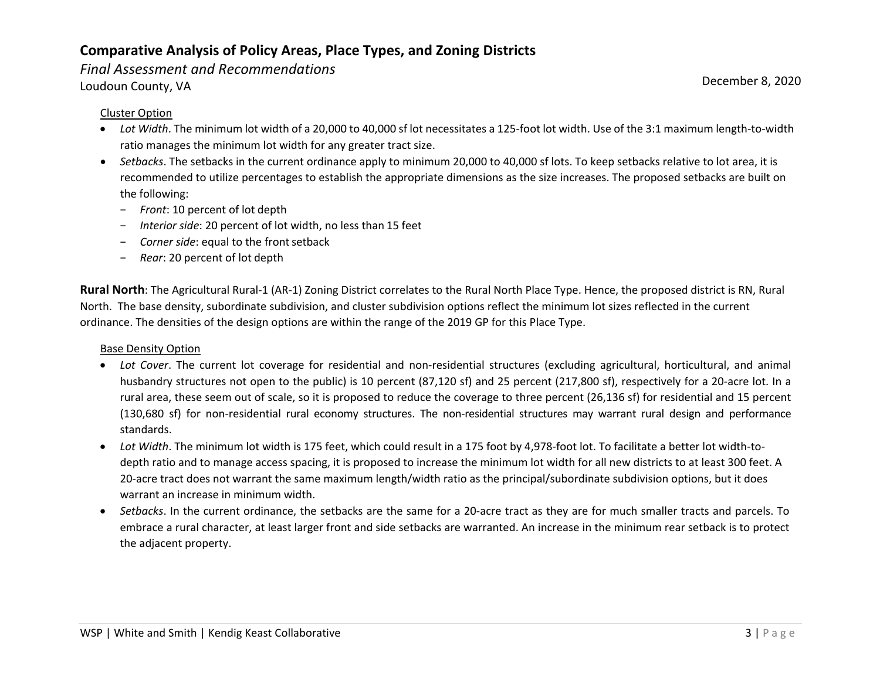Cluster Option

- *Lot Width*. The minimum lot width of a 20,000 to 40,000 sf lot necessitates a 125-foot lot width. Use of the 3:1 maximum length-to-width ratio manages the minimum lot width for any greater tract size.
- *Setbacks*. The setbacks in the current ordinance apply to minimum 20,000 to 40,000 sf lots. To keep setbacks relative to lot area, it is recommended to utilize percentages to establish the appropriate dimensions as the size increases. The proposed setbacks are built on the following:
  - *Front*: 10 percent of lot depth
  - *Interior side*: 20 percent of lot width, no less than 15 feet
  - *Corner side*: equal to the front setback
  - *Rear*: 20 percent of lot depth

**Rural North**: The Agricultural Rural-1 (AR-1) Zoning District correlates to the Rural North Place Type. Hence, the proposed district is RN, Rural North. The base density, subordinate subdivision, and cluster subdivision options reflect the minimum lot sizes reflected in the current ordinance. The densities of the design options are within the range of the 2019 GP for this Place Type.

Base Density Option

- *Lot Cover*. The current lot coverage for residential and non-residential structures (excluding agricultural, horticultural, and animal husbandry structures not open to the public) is 10 percent (87,120 sf) and 25 percent (217,800 sf), respectively for a 20-acre lot. In a rural area, these seem out of scale, so it is proposed to reduce the coverage to three percent (26,136 sf) for residential and 15 percent (130,680 sf) for non-residential rural economy structures. The non-residential structures may warrant rural design and performance standards.
- *Lot Width*. The minimum lot width is 175 feet, which could result in a 175 foot by 4,978-foot lot. To facilitate a better lot width-to-depth ratio and to manage access spacing, it is proposed to increase the minimum lot width for all new districts to at least 300 feet. A 20-acre tract does not warrant the same maximum length/width ratio as the principal/subordinate subdivision options, but it does warrant an increase in minimum width.
- *Setbacks*. In the current ordinance, the setbacks are the same for a 20-acre tract as they are for much smaller tracts and parcels. To embrace a rural character, at least larger front and side setbacks are warranted. An increase in the minimum rear setback is to protect the adjacent property.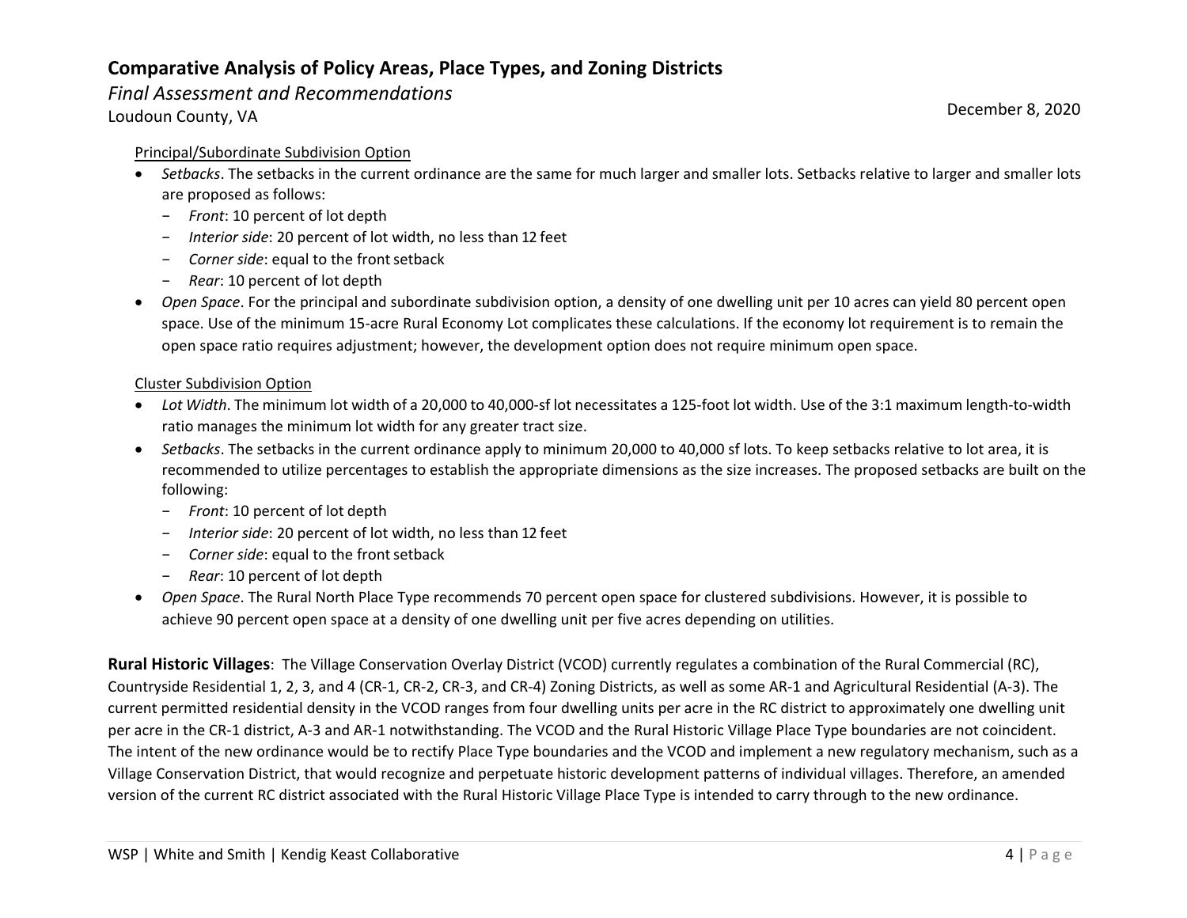Principal/Subordinate Subdivision Option

- *Setbacks*. The setbacks in the current ordinance are the same for much larger and smaller lots. Setbacks relative to larger and smaller lots are proposed as follows:
  - *Front*: 10 percent of lot depth
  - *Interior side*: 20 percent of lot width, no less than 12 feet
  - *Corner side*: equal to the front setback
  - *Rear*: 10 percent of lot depth
- *Open Space*. For the principal and subordinate subdivision option, a density of one dwelling unit per 10 acres can yield 80 percent open space. Use of the minimum 15-acre Rural Economy Lot complicates these calculations. If the economy lot requirement is to remain the open space ratio requires adjustment; however, the development option does not require minimum open space.

Cluster Subdivision Option

- *Lot Width*. The minimum lot width of a 20,000 to 40,000-sf lot necessitates a 125-foot lot width. Use of the 3:1 maximum length-to-width ratio manages the minimum lot width for any greater tract size.
- *Setbacks*. The setbacks in the current ordinance apply to minimum 20,000 to 40,000 sf lots. To keep setbacks relative to lot area, it is recommended to utilize percentages to establish the appropriate dimensions as the size increases. The proposed setbacks are built on the following:
  - *Front*: 10 percent of lot depth
  - *Interior side*: 20 percent of lot width, no less than 12 feet
  - *Corner side*: equal to the front setback
  - *Rear*: 10 percent of lot depth
- *Open Space*. The Rural North Place Type recommends 70 percent open space for clustered subdivisions. However, it is possible to achieve 90 percent open space at a density of one dwelling unit per five acres depending on utilities.

**Rural Historic Villages**: The Village Conservation Overlay District (VCOD) currently regulates a combination of the Rural Commercial (RC), Countryside Residential 1, 2, 3, and 4 (CR-1, CR-2, CR-3, and CR-4) Zoning Districts, as well as some AR-1 and Agricultural Residential (A-3). The current permitted residential density in the VCOD ranges from four dwelling units per acre in the RC district to approximately one dwelling unit per acre in the CR-1 district, A-3 and AR-1 notwithstanding. The VCOD and the Rural Historic Village Place Type boundaries are not coincident. The intent of the new ordinance would be to rectify Place Type boundaries and the VCOD and implement a new regulatory mechanism, such as a Village Conservation District, that would recognize and perpetuate historic development patterns of individual villages. Therefore, an amended version of the current RC district associated with the Rural Historic Village Place Type is intended to carry through to the new ordinance.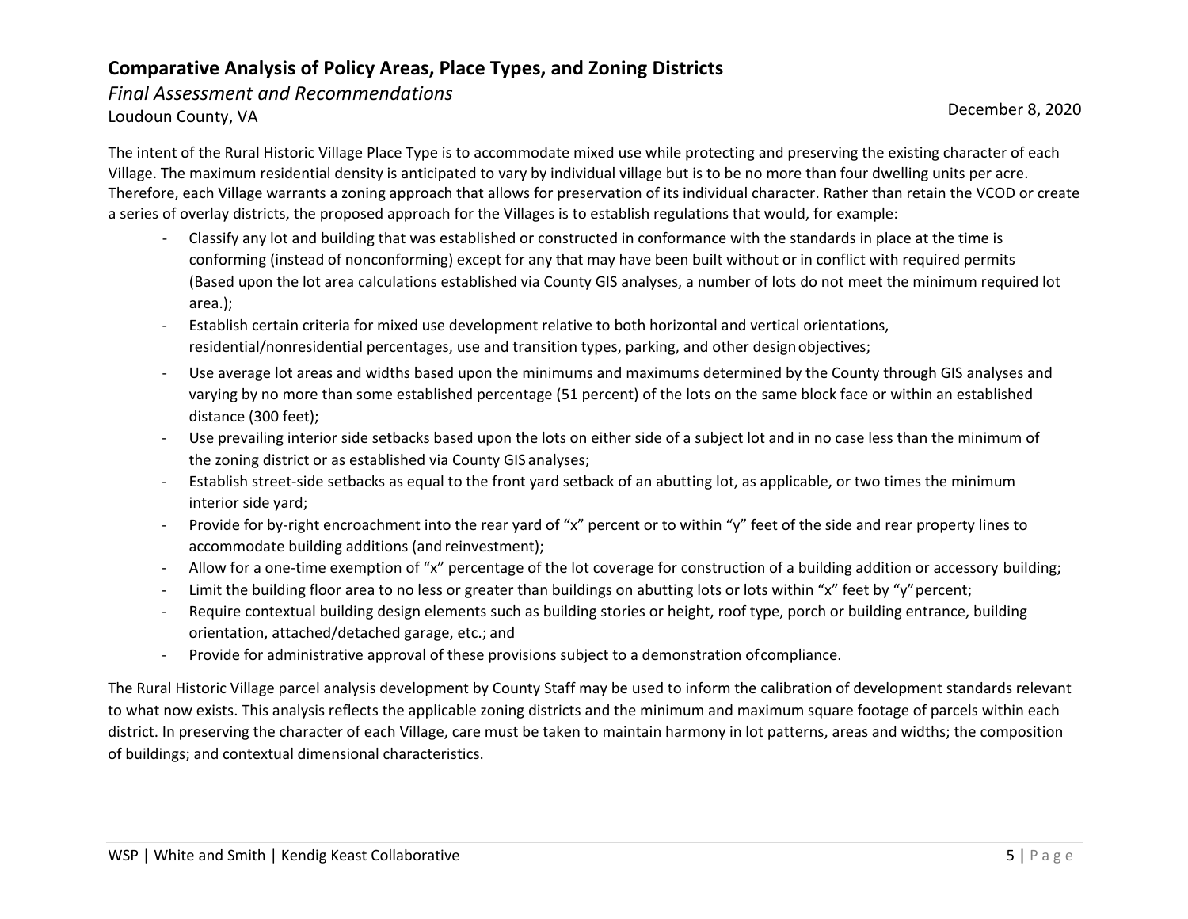The intent of the Rural Historic Village Place Type is to accommodate mixed use while protecting and preserving the existing character of each Village. The maximum residential density is anticipated to vary by individual village but is to be no more than four dwelling units per acre. Therefore, each Village warrants a zoning approach that allows for preservation of its individual character. Rather than retain the VCOD or create a series of overlay districts, the proposed approach for the Villages is to establish regulations that would, for example:

- Classify any lot and building that was established or constructed in conformance with the standards in place at the time is conforming (instead of nonconforming) except for any that may have been built without or in conflict with required permits (Based upon the lot area calculations established via County GIS analyses, a number of lots do not meet the minimum required lot area.);
- Establish certain criteria for mixed use development relative to both horizontal and vertical orientations, residential/nonresidential percentages, use and transition types, parking, and other design objectives;
- Use average lot areas and widths based upon the minimums and maximums determined by the County through GIS analyses and varying by no more than some established percentage (51 percent) of the lots on the same block face or within an established distance (300 feet);
- Use prevailing interior side setbacks based upon the lots on either side of a subject lot and in no case less than the minimum of the zoning district or as established via County GIS analyses;
- Establish street-side setbacks as equal to the front yard setback of an abutting lot, as applicable, or two times the minimum interior side yard;
- Provide for by-right encroachment into the rear yard of "x" percent or to within "y" feet of the side and rear property lines to accommodate building additions (and reinvestment);
- Allow for a one-time exemption of "x" percentage of the lot coverage for construction of a building addition or accessory building;
- Limit the building floor area to no less or greater than buildings on abutting lots or lots within "x" feet by "y" percent;
- Require contextual building design elements such as building stories or height, roof type, porch or building entrance, building orientation, attached/detached garage, etc.; and
- Provide for administrative approval of these provisions subject to a demonstration of compliance.

The Rural Historic Village parcel analysis development by County Staff may be used to inform the calibration of development standards relevant to what now exists. This analysis reflects the applicable zoning districts and the minimum and maximum square footage of parcels within each district. In preserving the character of each Village, care must be taken to maintain harmony in lot patterns, areas and widths; the composition of buildings; and contextual dimensional characteristics.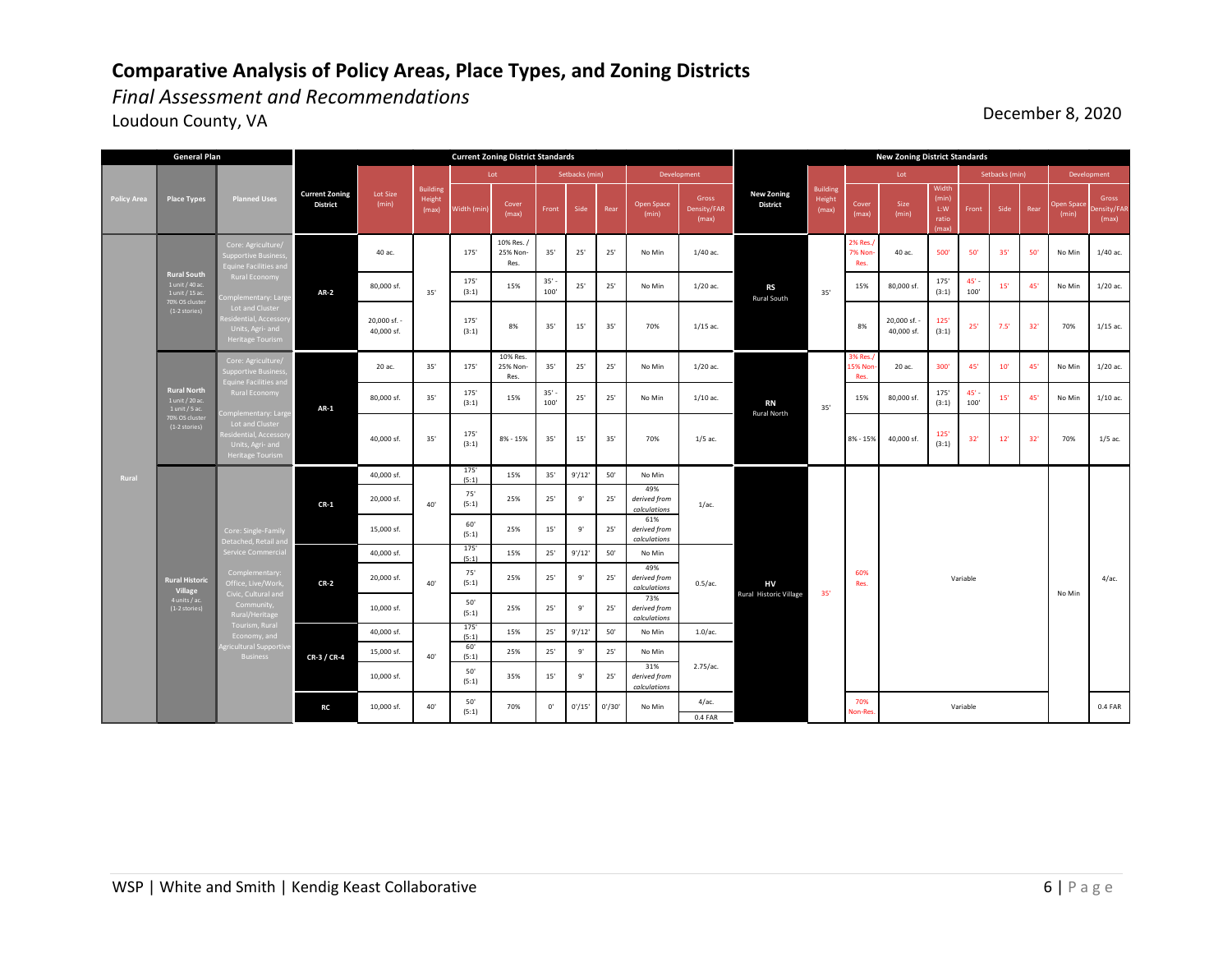# Comparative Analysis of Policy Areas, Place Types, and Zoning Districts

*Final Assessment and Recommendations*

Loudoun County, VA

December 8, 2020

| General Plan | | | Current Zoning District Standards | | | | | | | | | | New Zoning District Standards | | | | | | | | | | |
|---|---|---|---|---|---|---|---|---|---|---|---|---|---|---|---|---|---|---|---|---|---|---|---|
| | | | | | | Lot | | Setbacks (min) | | | Development | | | | Lot | | | Setbacks (min) | | | Development | | |
| Policy Area | Place Types | Planned Uses | Current Zoning District | Lot Size (min) | Building Height (max) | Width (min) | Cover (max) | Front | Side | Rear | Open Space (min) | Gross Density/FAR (max) | New Zoning District | Building Height (max) | Cover (max) | Size (min) | Width (min) L:W ratio (max) | Front | Side | Rear | Open Space (min) | Gross Density/FAR (max) |
| Rural | Rural South 1 unit / 40 ac. 1 unit / 15 ac. 70% OS cluster (1-2 stories) | Core: Agriculture/ Supportive Business, Equine Facilities and Rural Economy Complementary: Large Lot and Cluster Residential, Accessory Units, Agri- and Heritage Tourism | AR-2 | 40 ac. | 35' | 175' | 10% Res. / 25% Non-Res. | 35' | 25' | 25' | No Min | 1/40 ac. | RS Rural South | 35' | 2% Res./ 7% Non-Res. | 40 ac. | 500' | 50' | 35' | 50' | No Min | 1/40 ac. |
| | | | | 80,000 sf. | | 175' (3:1) | 15% | 35' - 100' | 25' | 25' | No Min | 1/20 ac. | | | 15% | 80,000 sf. | 175' (3:1) | 45' - 100' | 15' | 45' | No Min | 1/20 ac. |
| | | | | 20,000 sf. - 40,000 sf. | | 175' (3:1) | 8% | 35' | 15' | 35' | 70% | 1/15 ac. | | | 8% | 20,000 sf. - 40,000 sf. | 125' (3:1) | 25' | 7.5' | 32' | 70% | 1/15 ac. |
| | Rural North 1 unit / 20 ac. 1 unit / 5 ac. 70% OS cluster (1-2 stories) | Core: Agriculture/ Supportive Business, Equine Facilities and Rural Economy Complementary: Large Lot and Cluster Residential, Accessory Units, Agri- and Heritage Tourism | AR-1 | 20 ac. | 35' | 175' | 10% Res. 25% Non-Res. | 35' | 25' | 25' | No Min | 1/20 ac. | RN Rural North | 35' | 3% Res./ 15% Non-Res. | 20 ac. | 300' | 45' | 10' | 45' | No Min | 1/20 ac. |
| | | | | 80,000 sf. | 35' | 175' (3:1) | 15% | 35' - 100' | 25' | 25' | No Min | 1/10 ac. | | | 15% | 80,000 sf. | 175' (3:1) | 45' - 100' | 15' | 45' | No Min | 1/10 ac. |
| | | | | 40,000 sf. | 35' | 175' (3:1) | 8% - 15% | 35' | 15' | 35' | 70% | 1/5 ac. | | | 8% - 15% | 40,000 sf. | 125' (3:1) | 32' | 12' | 32' | 70% | 1/5 ac. |
| | Rural Historic Village 4 units / ac. (1-2 stories) | Core: Single-Family Detached, Retail and Service Commercial Complementary: Office, Live/Work, Civic, Cultural and Community, Rural/Heritage Tourism, Rural Economy, and Agricultural Supportive Business | CR-1 | 40,000 sf. | 40' | 175' (5:1) | 15% | 35' | 9'/12' | 50' | No Min | 1/ac. | HV Rural Historic Village | 35' | 60% Res. | Variable | | | | | No Min | 4/ac. |
| | | | | 20,000 sf. | | 75' (5:1) | 25% | 25' | 9' | 25' | 49% *derived from calculations* | | | | | | | | | | | |
| | | | | 15,000 sf. | | 60' (5:1) | 25% | 15' | 9' | 25' | 61% *derived from calculations* | | | | | | | | | | | |
| | | | CR-2 | 40,000 sf. | 40' | 175' (5:1) | 15% | 25' | 9'/12' | 50' | No Min | 0.5/ac. | | | | | | | | | | |
| | | | | 20,000 sf. | | 75' (5:1) | 25% | 25' | 9' | 25' | 49% *derived from calculations* | | | | | | | | | | | |
| | | | | 10,000 sf. | | 50' (5:1) | 25% | 25' | 9' | 25' | 73% *derived from calculations* | | | | | | | | | | | |
| | | | CR-3 / CR-4 | 40,000 sf. | 40' | 175' (5:1) | 15% | 25' | 9'/12' | 50' | No Min | 1.0/ac. | | | | | | | | | | |
| | | | | 15,000 sf. | | 60' (5:1) | 25% | 25' | 9' | 25' | No Min | 2.75/ac. | | | | | | | | | | |
| | | | | 10,000 sf. | | 50' (5:1) | 35% | 15' | 9' | 25' | 31% *derived from calculations* | | | | | | | | | | | |
| | | | RC | 10,000 sf. | 40' | 50' (5:1) | 70% | 0' | 0'/15' | 0'/30' | No Min | 4/ac. 0.4 FAR | | | 70% Non-Res. | Variable | | | | | | 0.4 FAR |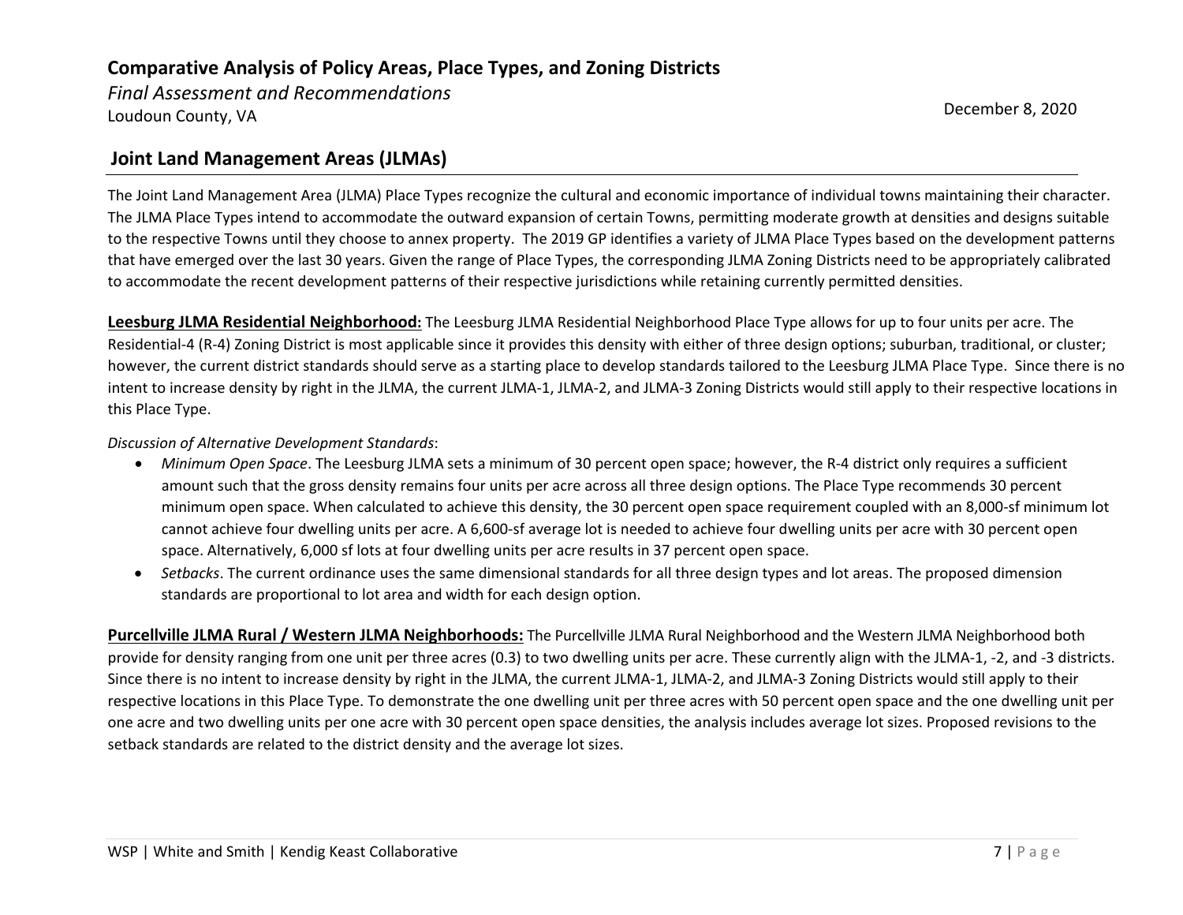## Joint Land Management Areas (JLMAs)

The Joint Land Management Area (JLMA) Place Types recognize the cultural and economic importance of individual towns maintaining their character. The JLMA Place Types intend to accommodate the outward expansion of certain Towns, permitting moderate growth at densities and designs suitable to the respective Towns until they choose to annex property. The 2019 GP identifies a variety of JLMA Place Types based on the development patterns that have emerged over the last 30 years. Given the range of Place Types, the corresponding JLMA Zoning Districts need to be appropriately calibrated to accommodate the recent development patterns of their respective jurisdictions while retaining currently permitted densities.

**Leesburg JLMA Residential Neighborhood:** The Leesburg JLMA Residential Neighborhood Place Type allows for up to four units per acre. The Residential-4 (R-4) Zoning District is most applicable since it provides this density with either of three design options; suburban, traditional, or cluster; however, the current district standards should serve as a starting place to develop standards tailored to the Leesburg JLMA Place Type. Since there is no intent to increase density by right in the JLMA, the current JLMA-1, JLMA-2, and JLMA-3 Zoning Districts would still apply to their respective locations in this Place Type.

*Discussion of Alternative Development Standards*:

- *Minimum Open Space*. The Leesburg JLMA sets a minimum of 30 percent open space; however, the R-4 district only requires a sufficient amount such that the gross density remains four units per acre across all three design options. The Place Type recommends 30 percent minimum open space. When calculated to achieve this density, the 30 percent open space requirement coupled with an 8,000-sf minimum lot cannot achieve four dwelling units per acre. A 6,600-sf average lot is needed to achieve four dwelling units per acre with 30 percent open space. Alternatively, 6,000 sf lots at four dwelling units per acre results in 37 percent open space.
- *Setbacks*. The current ordinance uses the same dimensional standards for all three design types and lot areas. The proposed dimension standards are proportional to lot area and width for each design option.

**Purcellville JLMA Rural / Western JLMA Neighborhoods:** The Purcellville JLMA Rural Neighborhood and the Western JLMA Neighborhood both provide for density ranging from one unit per three acres (0.3) to two dwelling units per acre. These currently align with the JLMA-1, -2, and -3 districts. Since there is no intent to increase density by right in the JLMA, the current JLMA-1, JLMA-2, and JLMA-3 Zoning Districts would still apply to their respective locations in this Place Type. To demonstrate the one dwelling unit per three acres with 50 percent open space and the one dwelling unit per one acre and two dwelling units per one acre with 30 percent open space densities, the analysis includes average lot sizes. Proposed revisions to the setback standards are related to the district density and the average lot sizes.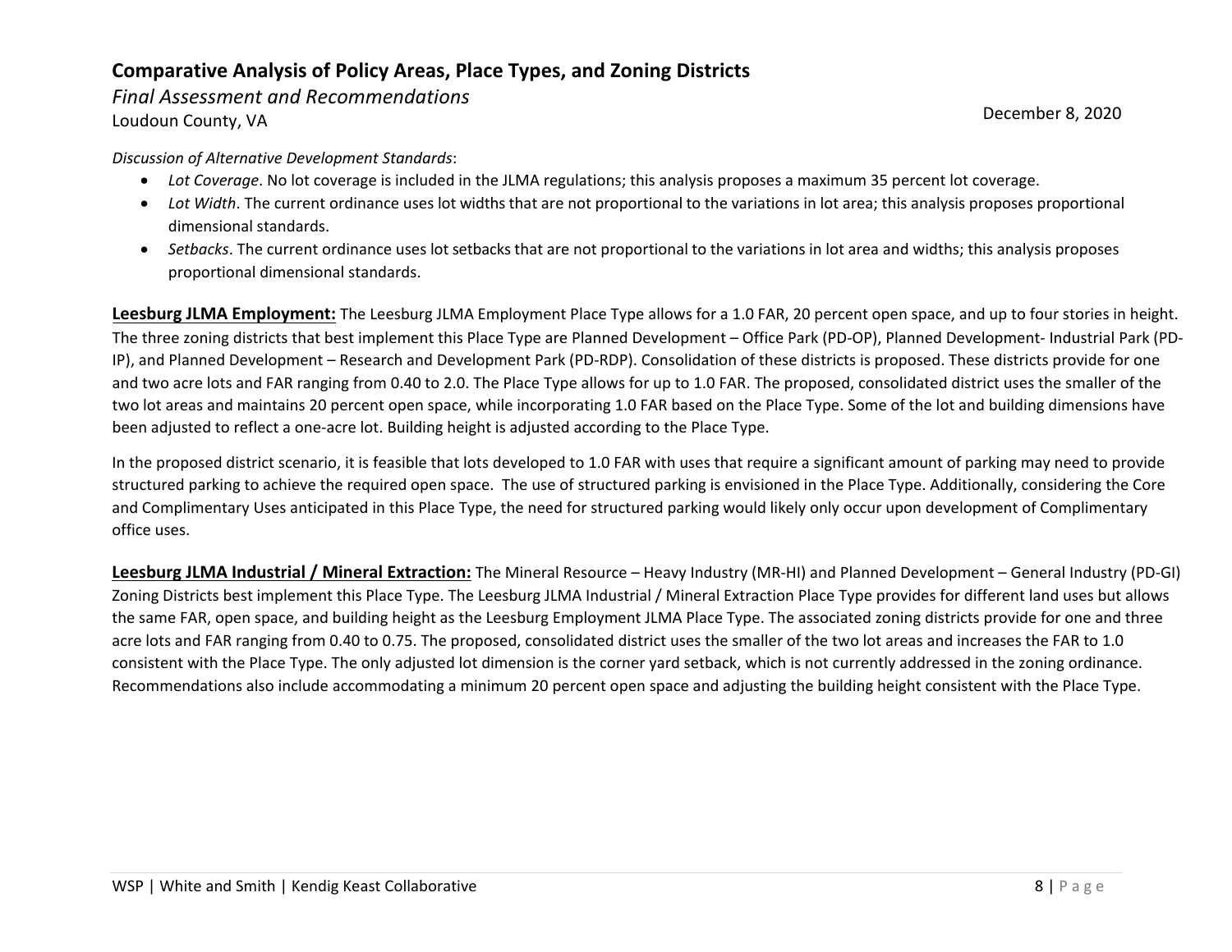*Discussion of Alternative Development Standards*:

- *Lot Coverage*. No lot coverage is included in the JLMA regulations; this analysis proposes a maximum 35 percent lot coverage.
- *Lot Width*. The current ordinance uses lot widths that are not proportional to the variations in lot area; this analysis proposes proportional dimensional standards.
- *Setbacks*. The current ordinance uses lot setbacks that are not proportional to the variations in lot area and widths; this analysis proposes proportional dimensional standards.

**Leesburg JLMA Employment:** The Leesburg JLMA Employment Place Type allows for a 1.0 FAR, 20 percent open space, and up to four stories in height. The three zoning districts that best implement this Place Type are Planned Development – Office Park (PD-OP), Planned Development- Industrial Park (PD-IP), and Planned Development – Research and Development Park (PD-RDP). Consolidation of these districts is proposed. These districts provide for one and two acre lots and FAR ranging from 0.40 to 2.0. The Place Type allows for up to 1.0 FAR. The proposed, consolidated district uses the smaller of the two lot areas and maintains 20 percent open space, while incorporating 1.0 FAR based on the Place Type. Some of the lot and building dimensions have been adjusted to reflect a one-acre lot. Building height is adjusted according to the Place Type.

In the proposed district scenario, it is feasible that lots developed to 1.0 FAR with uses that require a significant amount of parking may need to provide structured parking to achieve the required open space. The use of structured parking is envisioned in the Place Type. Additionally, considering the Core and Complimentary Uses anticipated in this Place Type, the need for structured parking would likely only occur upon development of Complimentary office uses.

**Leesburg JLMA Industrial / Mineral Extraction:** The Mineral Resource – Heavy Industry (MR-HI) and Planned Development – General Industry (PD-GI) Zoning Districts best implement this Place Type. The Leesburg JLMA Industrial / Mineral Extraction Place Type provides for different land uses but allows the same FAR, open space, and building height as the Leesburg Employment JLMA Place Type. The associated zoning districts provide for one and three acre lots and FAR ranging from 0.40 to 0.75. The proposed, consolidated district uses the smaller of the two lot areas and increases the FAR to 1.0 consistent with the Place Type. The only adjusted lot dimension is the corner yard setback, which is not currently addressed in the zoning ordinance. Recommendations also include accommodating a minimum 20 percent open space and adjusting the building height consistent with the Place Type.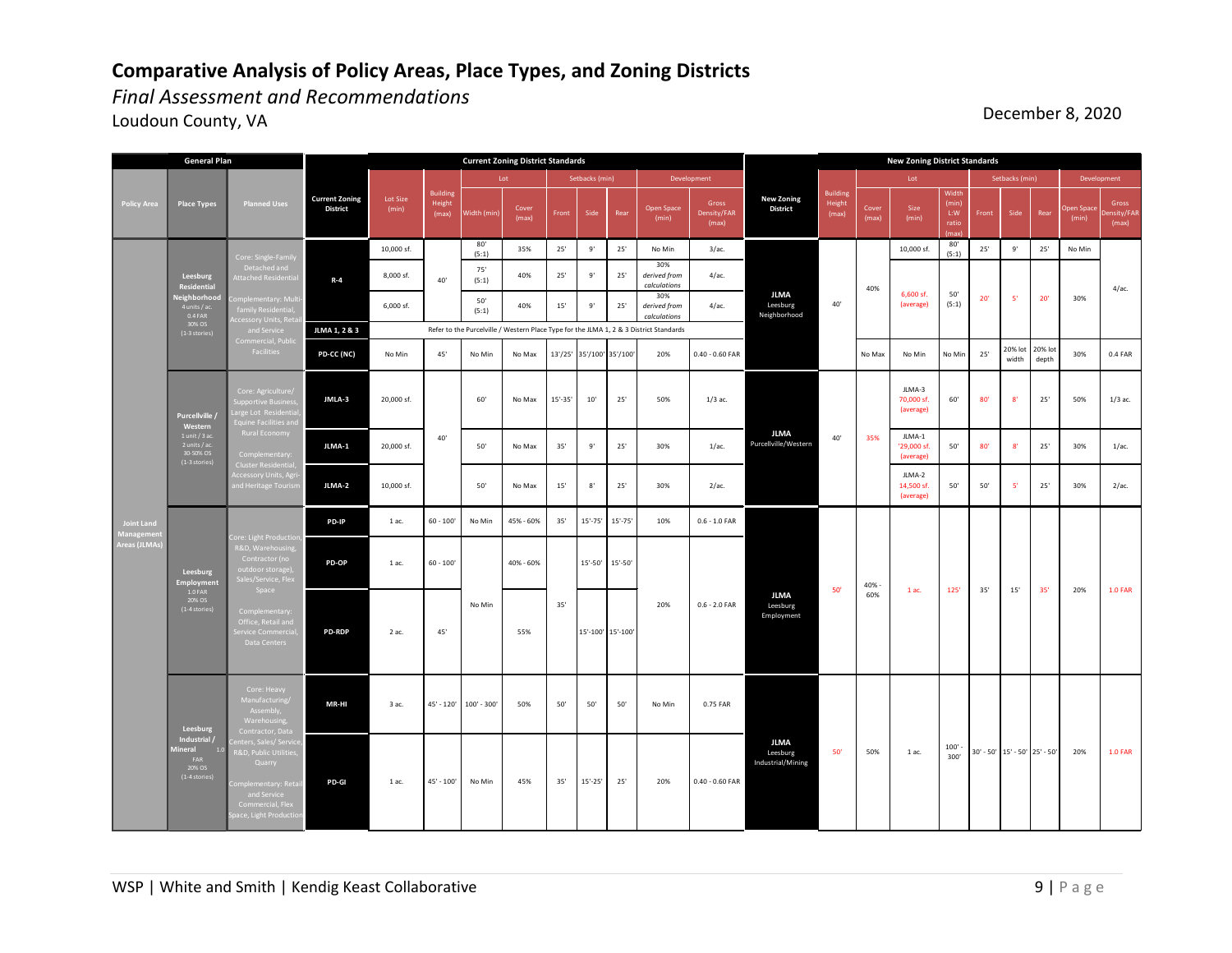# Comparative Analysis of Policy Areas, Place Types, and Zoning Districts

*Final Assessment and Recommendations*

Loudoun County, VA

December 8, 2020

| General Plan | | | Current Zoning Standards | | | | | | | | | | | | New Zoning District Standards | | | | | | | | | | |
|---|---|---|---|---|---|---|---|---|---|---|---|---|---|---|---|---|---|---|---|---|---|---|---|---|---|
| | | | | | | Lot | | Setbacks (min) | | | Development | | | | | Lot | | | Setbacks (min) | | | Development | |
| Policy Area | Place Types | Planned Uses | Current Zoning District | Lot Size (min) | Building Height (max) | Width (min) | Cover (max) | Front | Side | Rear | Open Space (min) | Gross Density/FAR (max) | New Zoning District | Building Height (max) | Cover (max) | Size (min) | Width (min) L:W ratio (max) | Front | Side | Rear | Open Space (min) | Gross Density/FAR (max) |
| Joint Land Management Areas (JLMAs) | Leesburg Residential Neighborhood 4 units / ac. 0.4 FAR 30% OS (1-3 stories) | Core: Single-Family Detached and Attached Residential; Complementary: Multi-family Residential, Accessory Units, Retail and Service Commercial, Public Facilities | R-4 | 10,000 sf. | 40' | 80' (5:1) | 35% | 25' | 9' | 25' | No Min | 3/ac. | JLMA Leesburg Neighborhood | 40' | 40% | 10,000 sf. | 80' (5:1) | 25' | 9' | 25' | No Min | 4/ac. |
| | | | | 8,000 sf. | | 75' (5:1) | 40% | 25' | 9' | 25' | 30% derived from calculations | 4/ac. | | | | 6,600 sf. (average) | 50' (5:1) | 20' | 5' | 20' | 30% | |
| | | | | 6,000 sf. | | 50' (5:1) | 40% | 15' | 9' | 25' | 30% derived from calculations | 4/ac. | | | | | | | | | | |
| | | | JLMA 1, 2 & 3 | Refer to the Purcellville / Western Place Type for the JLMA 1, 2 & 3 District Standards | | | | | | | | | | | | | | | | | | |
| | | | PD-CC (NC) | No Min | 45' | No Min | No Max | 13'/25' | 35'/100' | 35'/100' | 20% | 0.40 - 0.60 FAR | | | No Max | No Min | No Min | 25' | 20% lot width | 20% lot depth | 30% | 0.4 FAR |
| | Purcellville / Western 1 unit / 3 ac. 2 units / ac. 30-50% OS (1-3 stories) | Core: Agriculture/ Supportive Business, Large Lot Residential, Equine Facilities and Rural Economy; Complementary: Cluster Residential, Accessory Units, Agri- and Heritage Tourism | JMLA-3 | 20,000 sf. | 40' | 60' | No Max | 15'-35' | 10' | 25' | 50% | 1/3 ac. | JLMA Purcellville/Western | 40' | 35% | JLMA-3 70,000 sf. (average) | 60' | 80' | 8' | 25' | 50% | 1/3 ac. |
| | | | JLMA-1 | 20,000 sf. | | 50' | No Max | 35' | 9' | 25' | 30% | 1/ac. | | | | JLMA-1 '29,000 sf. (average) | 50' | 80' | 8' | 25' | 30% | 1/ac. |
| | | | JLMA-2 | 10,000 sf. | | 50' | No Max | 15' | 8' | 25' | 30% | 2/ac. | | | | JLMA-2 14,500 sf. (average) | 50' | 50' | 5' | 25' | 30% | 2/ac. |
| | Leesburg Employment 1.0 FAR 20% OS (1-4 stories) | Core: Light Production, R&D, Warehousing, Contractor (no outdoor storage), Sales/Service, Flex Space; Complementary: Office, Retail and Service Commercial, Data Centers | PD-IP | 1 ac. | 60 - 100' | No Min | 45% - 60% | 35' | 15'-75' | 15'-75' | 10% | 0.6 - 1.0 FAR | JLMA Leesburg Employment | 50' | 40% - 60% | 1 ac. | 125' | 35' | 15' | 35' | 20% | 1.0 FAR |
| | | | PD-OP | 1 ac. | 60 - 100' | No Min | 40% - 60% | 35' | 15'-50' | 15'-50' | 20% | 0.6 - 2.0 FAR | | | | | | | | | | |
| | | | PD-RDP | 2 ac. | 45' | No Min | 55% | 35' | 15'-100' | 15'-100' | 20% | 0.6 - 2.0 FAR | | | | | | | | | | |
| | Leesburg Industrial / Mineral 1.0 FAR 20% OS (1-4 stories) | Core: Heavy Manufacturing/ Assembly, Warehousing, Contractor, Data Centers, Sales/ Service, R&D, Public Utilities, Quarry; Complementary: Retail and Service Commercial, Flex Space, Light Production | MR-HI | 3 ac. | 45' - 120' | 100' - 300' | 50% | 50' | 50' | 50' | No Min | 0.75 FAR | JLMA Leesburg Industrial/Mining | 50' | 50% | 1 ac. | 100' - 300' | 30' - 50' | 15' - 50' | 25' - 50' | 20% | 1.0 FAR |
| | | | PD-GI | 1 ac. | 45' - 100' | No Min | 45% | 35' | 15'-25' | 25' | 20% | 0.40 - 0.60 FAR | | | | | | | | | | |

WSP | White and Smith | Kendig Keast Collaborative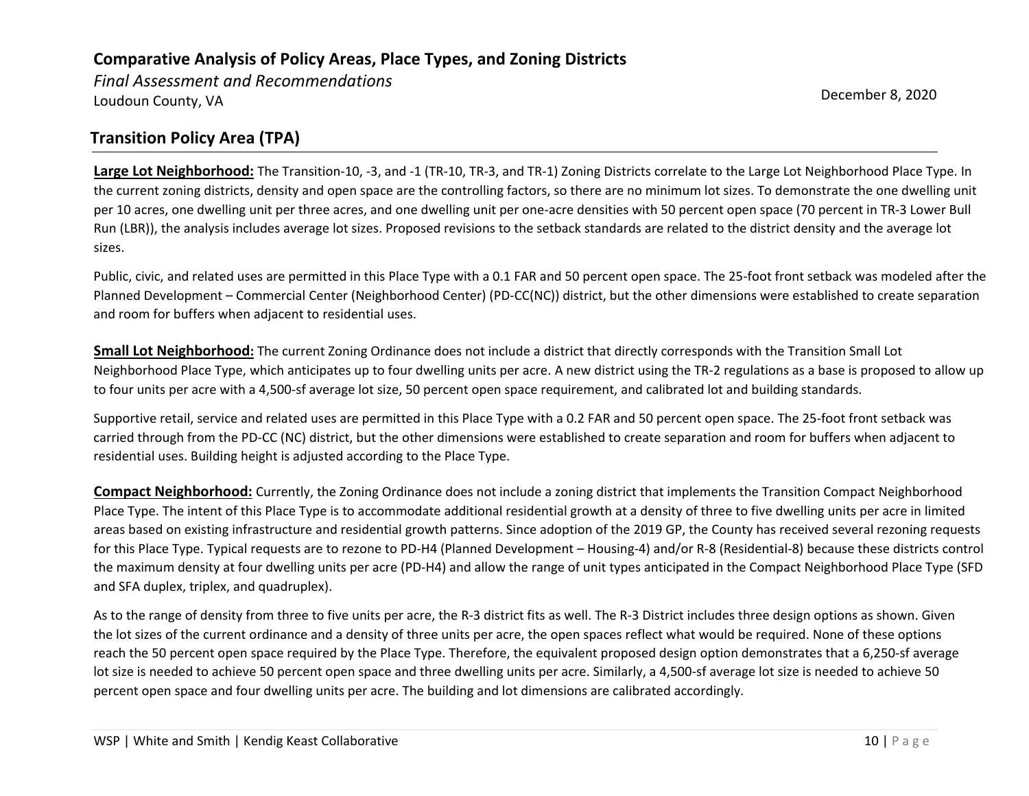## Transition Policy Area (TPA)

**Large Lot Neighborhood:** The Transition-10, -3, and -1 (TR-10, TR-3, and TR-1) Zoning Districts correlate to the Large Lot Neighborhood Place Type. In the current zoning districts, density and open space are the controlling factors, so there are no minimum lot sizes. To demonstrate the one dwelling unit per 10 acres, one dwelling unit per three acres, and one dwelling unit per one-acre densities with 50 percent open space (70 percent in TR-3 Lower Bull Run (LBR)), the analysis includes average lot sizes. Proposed revisions to the setback standards are related to the district density and the average lot sizes.

Public, civic, and related uses are permitted in this Place Type with a 0.1 FAR and 50 percent open space. The 25-foot front setback was modeled after the Planned Development – Commercial Center (Neighborhood Center) (PD-CC(NC)) district, but the other dimensions were established to create separation and room for buffers when adjacent to residential uses.

**Small Lot Neighborhood:** The current Zoning Ordinance does not include a district that directly corresponds with the Transition Small Lot Neighborhood Place Type, which anticipates up to four dwelling units per acre. A new district using the TR-2 regulations as a base is proposed to allow up to four units per acre with a 4,500-sf average lot size, 50 percent open space requirement, and calibrated lot and building standards.

Supportive retail, service and related uses are permitted in this Place Type with a 0.2 FAR and 50 percent open space. The 25-foot front setback was carried through from the PD-CC (NC) district, but the other dimensions were established to create separation and room for buffers when adjacent to residential uses. Building height is adjusted according to the Place Type.

**Compact Neighborhood:** Currently, the Zoning Ordinance does not include a zoning district that implements the Transition Compact Neighborhood Place Type. The intent of this Place Type is to accommodate additional residential growth at a density of three to five dwelling units per acre in limited areas based on existing infrastructure and residential growth patterns. Since adoption of the 2019 GP, the County has received several rezoning requests for this Place Type. Typical requests are to rezone to PD-H4 (Planned Development – Housing-4) and/or R-8 (Residential-8) because these districts control the maximum density at four dwelling units per acre (PD-H4) and allow the range of unit types anticipated in the Compact Neighborhood Place Type (SFD and SFA duplex, triplex, and quadruplex).

As to the range of density from three to five units per acre, the R-3 district fits as well. The R-3 District includes three design options as shown. Given the lot sizes of the current ordinance and a density of three units per acre, the open spaces reflect what would be required. None of these options reach the 50 percent open space required by the Place Type. Therefore, the equivalent proposed design option demonstrates that a 6,250-sf average lot size is needed to achieve 50 percent open space and three dwelling units per acre. Similarly, a 4,500-sf average lot size is needed to achieve 50 percent open space and four dwelling units per acre. The building and lot dimensions are calibrated accordingly.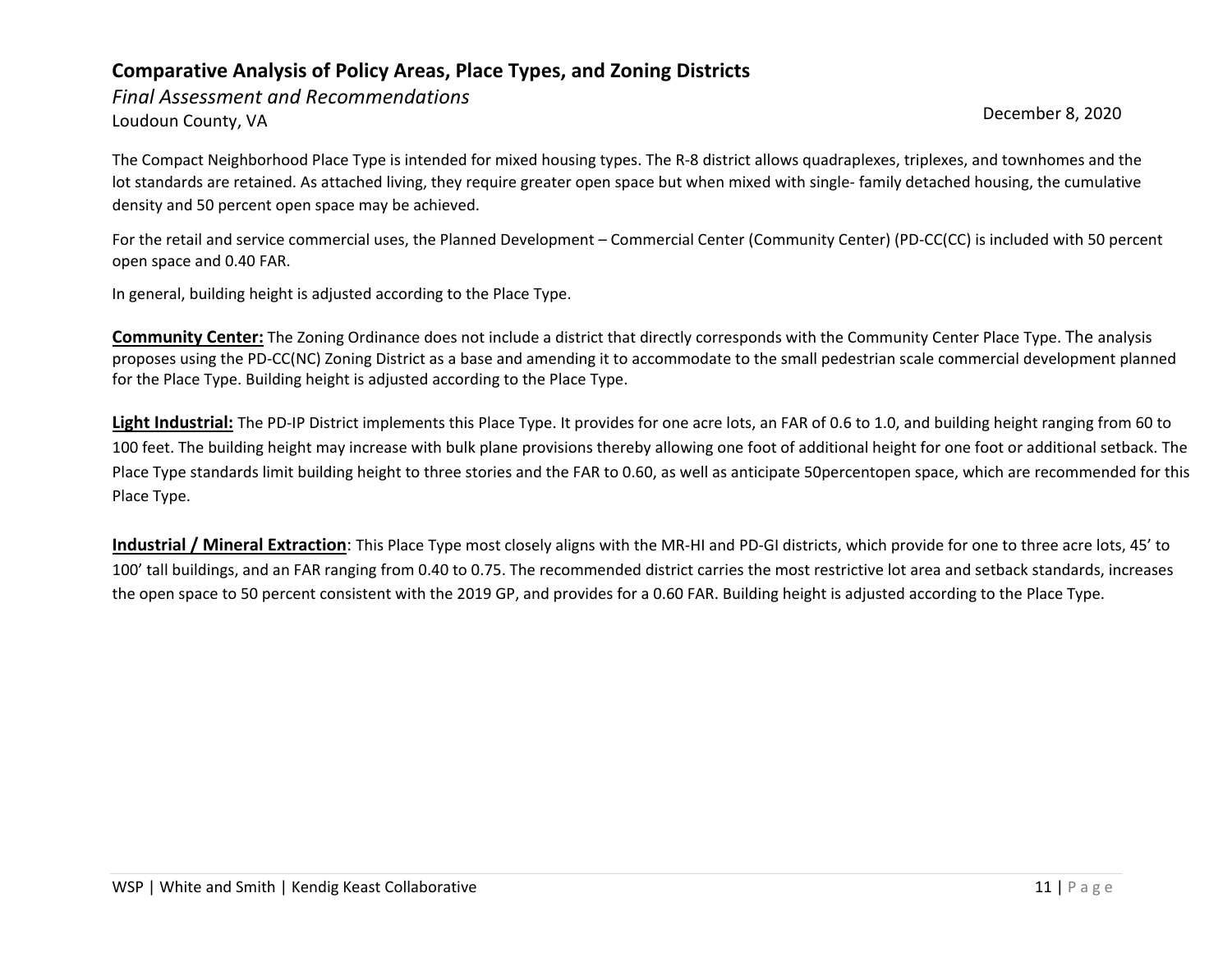The Compact Neighborhood Place Type is intended for mixed housing types. The R-8 district allows quadraplexes, triplexes, and townhomes and the lot standards are retained. As attached living, they require greater open space but when mixed with single- family detached housing, the cumulative density and 50 percent open space may be achieved.

For the retail and service commercial uses, the Planned Development – Commercial Center (Community Center) (PD-CC(CC) is included with 50 percent open space and 0.40 FAR.

In general, building height is adjusted according to the Place Type.

**Community Center:** The Zoning Ordinance does not include a district that directly corresponds with the Community Center Place Type. The analysis proposes using the PD-CC(NC) Zoning District as a base and amending it to accommodate to the small pedestrian scale commercial development planned for the Place Type. Building height is adjusted according to the Place Type.

**Light Industrial:** The PD-IP District implements this Place Type. It provides for one acre lots, an FAR of 0.6 to 1.0, and building height ranging from 60 to 100 feet. The building height may increase with bulk plane provisions thereby allowing one foot of additional height for one foot or additional setback. The Place Type standards limit building height to three stories and the FAR to 0.60, as well as anticipate 50percentopen space, which are recommended for this Place Type.

**Industrial / Mineral Extraction**: This Place Type most closely aligns with the MR-HI and PD-GI districts, which provide for one to three acre lots, 45' to 100' tall buildings, and an FAR ranging from 0.40 to 0.75. The recommended district carries the most restrictive lot area and setback standards, increases the open space to 50 percent consistent with the 2019 GP, and provides for a 0.60 FAR. Building height is adjusted according to the Place Type.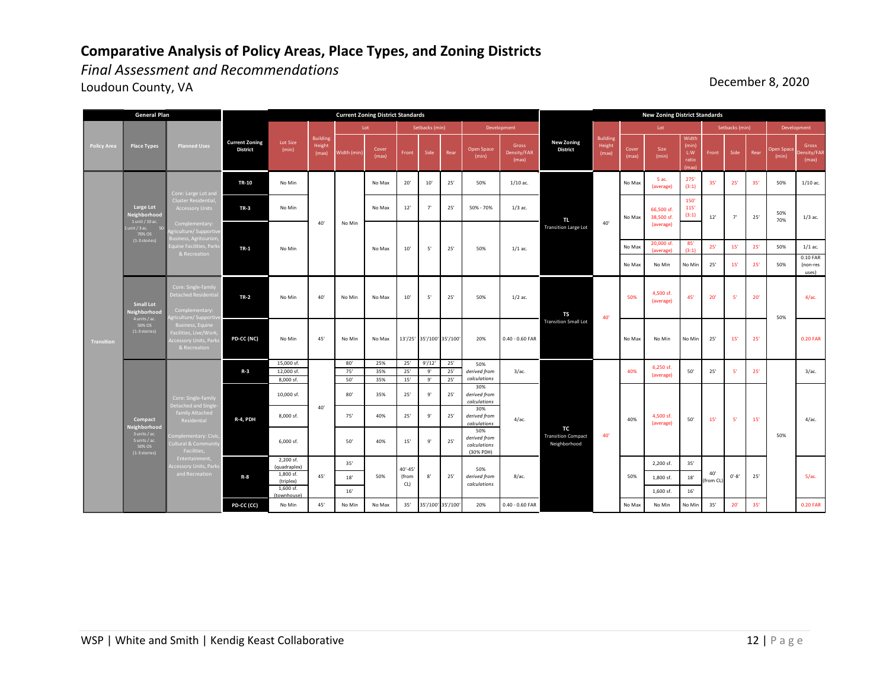# Comparative Analysis of Policy Areas, Place Types, and Zoning Districts

## *Final Assessment and Recommendations*

Loudoun County, VA

December 8, 2020

| General Plan | | | Current Zoning District | Current Zoning District Standards | | | | | | | | | | New Zoning District | New Zoning District Standards | | | | | | | | | |
|---|---|---|---|---|---|---|---|---|---|---|---|---|---|---|---|---|---|---|---|---|---|---|---|---|
| | | | | Lot Size (min) | Building Height (max) | Lot | | Setbacks (min) | | | Development | | | Building Height (max) | Lot | | | Setbacks (min) | | | Development | |
| Policy Area | Place Types | Planned Uses | | | | Width (min) | Cover (max) | Front | Side | Rear | Open Space (min) | Gross Density/FAR (max) | | | Cover (max) | Size (min) | Width (min) L:W ratio (max) | Front | Side | Rear | Open Space (min) | Gross Density/FAR (max) |
| Transition | Large Lot Neighborhood 1 unit / 10 ac. 1 unit / 3 ac. 50-70% OS (1-3 stories) | Core: Large Lot and Cluster Residential, Accessory Units Complementary: Agriculture/ Supportive Business, Agritourism, Equine Facilities, Parks & Recreation | TR-10 | No Min | 40' | No Min | No Max | 20' | 10' | 25' | 50% | 1/10 ac. | TL Transition Large Lot | 40' | No Max | 5 ac. (average) | 275' (3:1) | 35' | 25' | 35' | 50% | 1/10 ac. |
| | | | TR-3 | No Min | | | No Max | 12' | 7' | 25' | 50% - 70% | 1/3 ac. | | | No Max | 66,500 sf. 38,500 sf. (average) | 150' 115' (3:1) | 12' | 7' | 25' | 50% 70% | 1/3 ac. |
| | | | TR-1 | No Min | | | No Max | 10' | 5' | 25' | 50% | 1/1 ac. | | | No Max | 20,000 sf. (average) | 85' (3:1) | 25' | 15' | 25' | 50% | 1/1 ac. |
| | | | | | | | | | | | | | | | No Max | No Min | No Min | 25' | 15' | 25' | 50% | 0.10 FAR (non-res uses) |
| | Small Lot Neighborhood 4 units / ac. 50% OS (1-3 stories) | Core: Single-family Detached Residential Complementary: Agriculture/ Supportive Business, Equine Facilities, Live/Work, Accessory Units, Parks & Recreation | TR-2 | No Min | 40' | No Min | No Max | 10' | 5' | 25' | 50% | 1/2 ac. | TS Transition Small Lot | 40' | 50% | 4,500 sf. (average) | 45' | 20' | 5' | 20' | 50% | 4/ac. |
| | | | PD-CC (NC) | No Min | 45' | No Min | No Max | 13'/25' | 35'/100' | 35'/100' | 20% | 0.40 - 0.60 FAR | | | No Max | No Min | No Min | 25' | 15' | 25' | | 0.20 FAR |
| | Compact Neighborhood 3 units / ac. 5 units / ac. 50% OS (1-3 stories) | Core: Single-family Detached and Single-family Attached Residential Complementary: Civic, Cultural & Community Facilities, Entertainment, Accessory Units, Parks and Recreation | R-3 | 15,000 sf. 12,000 sf. 8,000 sf. | 40' | 80' 75' 50' | 25% 35% 35% | 25' 25' 15' | 9'/12' 9' 9' | 25' 25' 25' | 50% derived from calculations | 3/ac. | TC Transition Compact Neighborhood | 40' | 40% | 6,250 sf. (average) | 50' | 25' | 5' | 25' | 50% | 3/ac. |
| | | | R-4, PDH | 10,000 sf. | | 80' | 35% | 25' | 9' | 25' | 30% derived from calculations | 4/ac. | | | 40% | 4,500 sf. (average) | 50' | 15' | 5' | 15' | | 4/ac. |
| | | | | 8,000 sf. | | 75' | 40% | 25' | 9' | 25' | 30% derived from calculations | | | | | | | | | | | |
| | | | | 6,000 sf. | | 50' | 40% | 15' | 9' | 25' | 50% derived from calculations (30% PDH) | | | | | | | | | | | |
| | | | R-8 | 2,200 sf. (quadraplex) 1,800 sf. (triplex) 1,600 sf. (townhouse) | 45' | 35' 18' 16' | 50% | 40'-45' (from CL) | 8' | 25' | 50% derived from calculations | 8/ac. | | | 50% | 2,200 sf. 1,800 sf. 1,600 sf. | 35' 18' 16' | 40' (from CL) | 0'-8' | 25' | | 5/ac. |
| | | | PD-CC (CC) | No Min | 45' | No Min | No Max | 35' | 35'/100' | 35'/100' | 20% | 0.40 - 0.60 FAR | | | No Max | No Min | No Min | 35' | 20' | 35' | | 0.20 FAR |

WSP | White and Smith | Kendig Keast Collaborative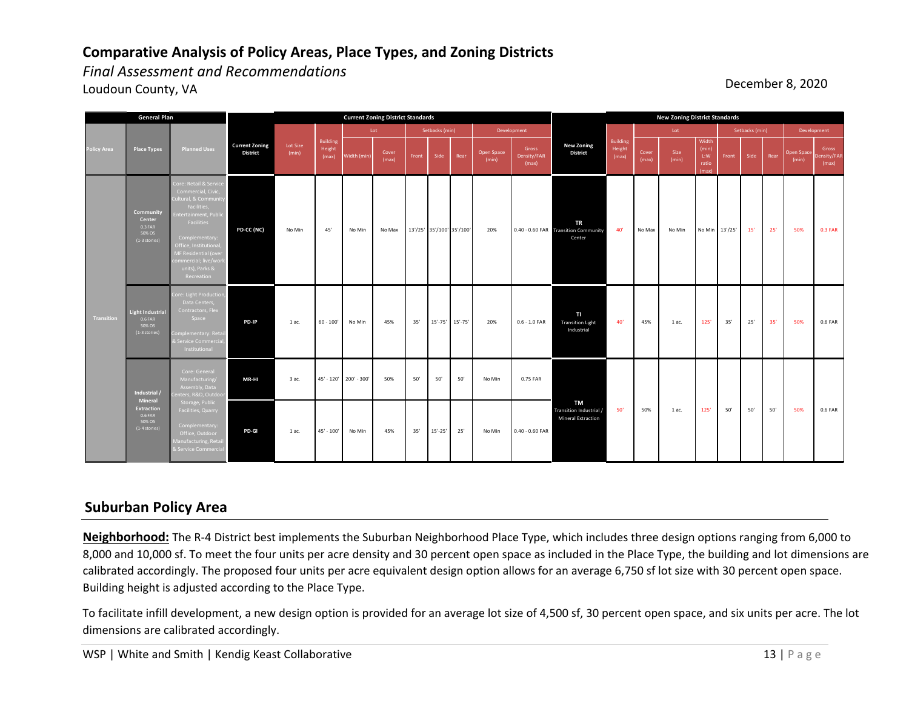## Comparative Analysis of Policy Areas, Place Types, and Zoning Districts

*Final Assessment and Recommendations*

Loudoun County, VA

December 8, 2020

| General Plan | | | Current Zoning District Standards | | | | | | | | | | | New Zoning District Standards | | | | | | | | | |
|---|---|---|---|---|---|---|---|---|---|---|---|---|---|---|---|---|---|---|---|---|---|---|
| | | | | | | Lot | | Setbacks (min) | | | Development | | | | Lot | | | Setbacks (min) | | | Development | |
| Policy Area | Place Types | Planned Uses | Current Zoning District | Lot Size (min) | Building Height (max) | Width (min) | Cover (max) | Front | Side | Rear | Open Space (min) | Gross Density/FAR (max) | New Zoning District | Building Height (max) | Cover (max) | Size (min) | Width (min) L:W ratio (max) | Front | Side | Rear | Open Space (min) | Gross Density/FAR (max) |
| Transition | Community Center 0.3 FAR 50% OS (1-3 stories) | Core: Retail & Service Commercial, Civic, Cultural, & Community Facilities, Entertainment, Public Facilities<br>Complementary: Office, Institutional, MF Residential (over commercial; live/work units), Parks & Recreation | PD-CC (NC) | No Min | 45' | No Min | No Max | 13'/25' | 35'/100' | 35'/100' | 20% | 0.40 - 0.60 FAR | TR Transition Community Center | 40' | No Max | No Min | No Min | 13'/25' | 15' | 25' | 50% | 0.3 FAR |
| Transition | Light Industrial 0.6 FAR 50% OS (1-3 stories) | Core: Light Production, Data Centers, Contractors, Flex Space<br>Complementary: Retail & Service Commercial, Institutional | PD-IP | 1 ac. | 60 - 100' | No Min | 45% | 35' | 15'-75' | 15'-75' | 20% | 0.6 - 1.0 FAR | TI Transition Light Industrial | 40' | 45% | 1 ac. | 125' | 35' | 25' | 35' | 50% | 0.6 FAR |
| Transition | Industrial / Mineral Extraction 0.6 FAR 50% OS (1-4 stories) | Core: General Manufacturing/ Assembly, Data Centers, R&D, Outdoor Storage, Public Facilities, Quarry<br>Complementary: Office, Outdoor Manufacturing, Retail & Service Commercial | MR-HI | 3 ac. | 45' - 120' | 200' - 300' | 50% | 50' | 50' | 50' | No Min | 0.75 FAR | TM Transition Industrial / Mineral Extraction | 50' | 50% | 1 ac. | 125' | 50' | 50' | 50' | 50% | 0.6 FAR |
| Transition | Industrial / Mineral Extraction 0.6 FAR 50% OS (1-4 stories) | (same as above) | PD-GI | 1 ac. | 45' - 100' | No Min | 45% | 35' | 15'-25' | 25' | No Min | 0.40 - 0.60 FAR | TM Transition Industrial / Mineral Extraction | 50' | 50% | 1 ac. | 125' | 50' | 50' | 50' | 50% | 0.6 FAR |

## Suburban Policy Area

**Neighborhood:** The R-4 District best implements the Suburban Neighborhood Place Type, which includes three design options ranging from 6,000 to 8,000 and 10,000 sf. To meet the four units per acre density and 30 percent open space as included in the Place Type, the building and lot dimensions are calibrated accordingly. The proposed four units per acre equivalent design option allows for an average 6,750 sf lot size with 30 percent open space. Building height is adjusted according to the Place Type.

To facilitate infill development, a new design option is provided for an average lot size of 4,500 sf, 30 percent open space, and six units per acre. The lot dimensions are calibrated accordingly.

WSP | White and Smith | Kendig Keast Collaborative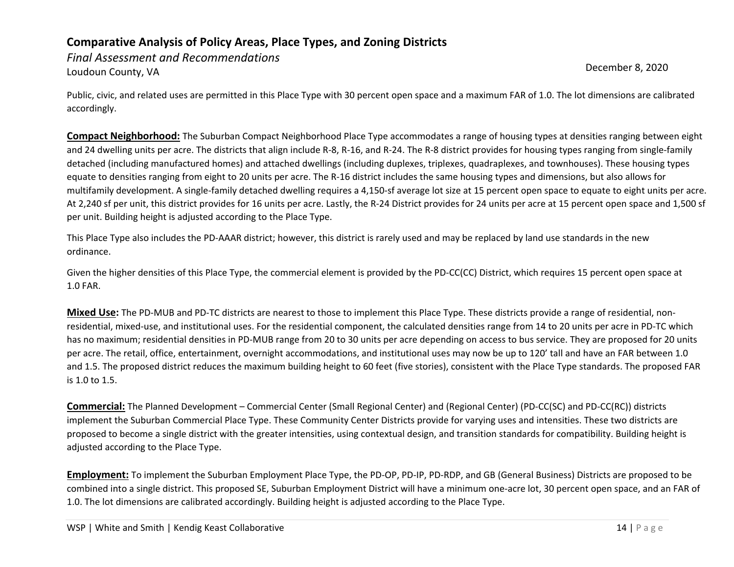Public, civic, and related uses are permitted in this Place Type with 30 percent open space and a maximum FAR of 1.0. The lot dimensions are calibrated accordingly.

**Compact Neighborhood:** The Suburban Compact Neighborhood Place Type accommodates a range of housing types at densities ranging between eight and 24 dwelling units per acre. The districts that align include R-8, R-16, and R-24. The R-8 district provides for housing types ranging from single-family detached (including manufactured homes) and attached dwellings (including duplexes, triplexes, quadraplexes, and townhouses). These housing types equate to densities ranging from eight to 20 units per acre. The R-16 district includes the same housing types and dimensions, but also allows for multifamily development. A single-family detached dwelling requires a 4,150-sf average lot size at 15 percent open space to equate to eight units per acre. At 2,240 sf per unit, this district provides for 16 units per acre. Lastly, the R-24 District provides for 24 units per acre at 15 percent open space and 1,500 sf per unit. Building height is adjusted according to the Place Type.

This Place Type also includes the PD-AAAR district; however, this district is rarely used and may be replaced by land use standards in the new ordinance.

Given the higher densities of this Place Type, the commercial element is provided by the PD-CC(CC) District, which requires 15 percent open space at 1.0 FAR.

**Mixed Use:** The PD-MUB and PD-TC districts are nearest to those to implement this Place Type. These districts provide a range of residential, non-residential, mixed-use, and institutional uses. For the residential component, the calculated densities range from 14 to 20 units per acre in PD-TC which has no maximum; residential densities in PD-MUB range from 20 to 30 units per acre depending on access to bus service. They are proposed for 20 units per acre. The retail, office, entertainment, overnight accommodations, and institutional uses may now be up to 120' tall and have an FAR between 1.0 and 1.5. The proposed district reduces the maximum building height to 60 feet (five stories), consistent with the Place Type standards. The proposed FAR is 1.0 to 1.5.

**Commercial:** The Planned Development – Commercial Center (Small Regional Center) and (Regional Center) (PD-CC(SC) and PD-CC(RC)) districts implement the Suburban Commercial Place Type. These Community Center Districts provide for varying uses and intensities. These two districts are proposed to become a single district with the greater intensities, using contextual design, and transition standards for compatibility. Building height is adjusted according to the Place Type.

**Employment:** To implement the Suburban Employment Place Type, the PD-OP, PD-IP, PD-RDP, and GB (General Business) Districts are proposed to be combined into a single district. This proposed SE, Suburban Employment District will have a minimum one-acre lot, 30 percent open space, and an FAR of 1.0. The lot dimensions are calibrated accordingly. Building height is adjusted according to the Place Type.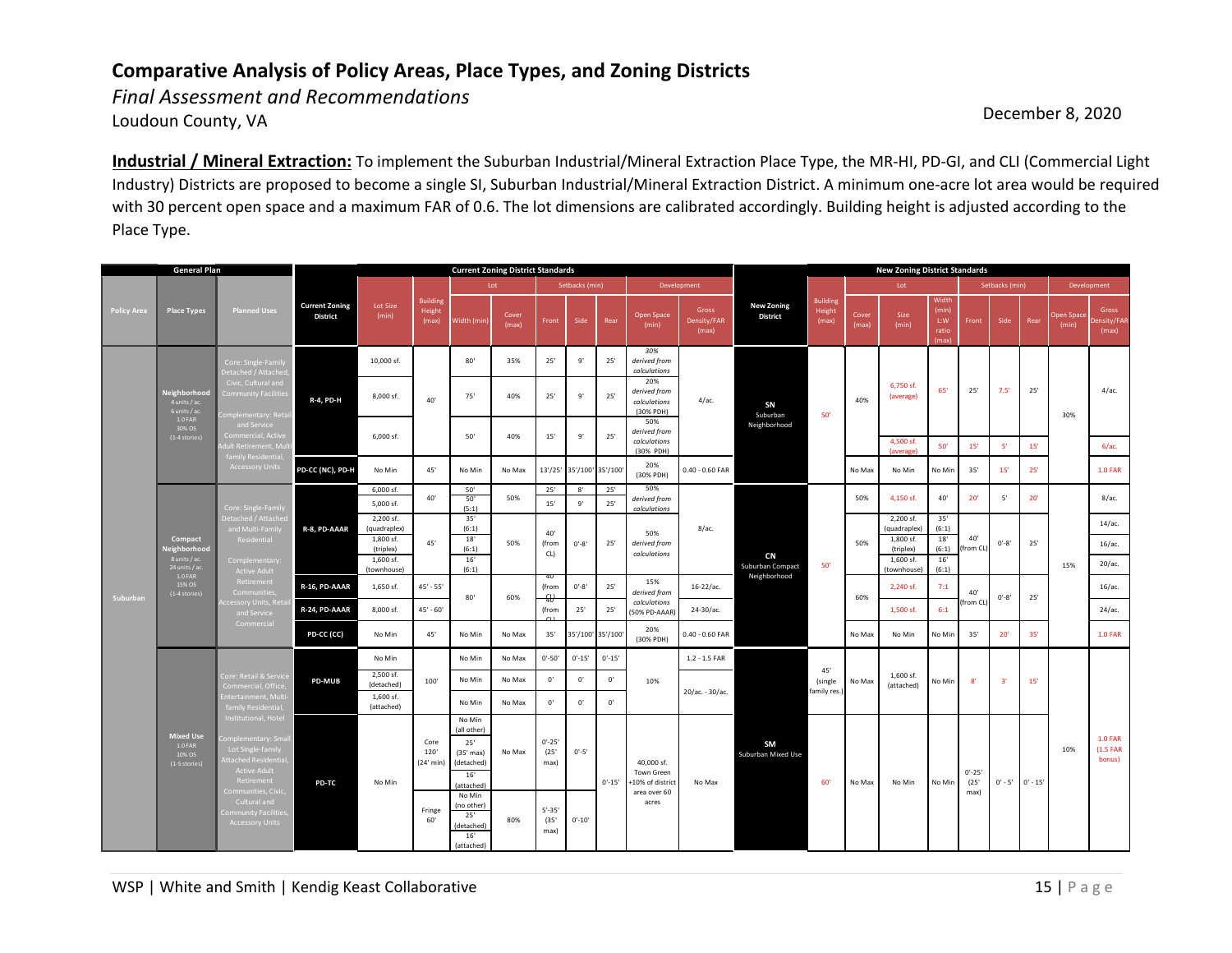# Comparative Analysis of Policy Areas, Place Types, and Zoning Districts

*Final Assessment and Recommendations*

Loudoun County, VA

December 8, 2020

**Industrial / Mineral Extraction:** To implement the Suburban Industrial/Mineral Extraction Place Type, the MR-HI, PD-GI, and CLI (Commercial Light Industry) Districts are proposed to become a single SI, Suburban Industrial/Mineral Extraction District. A minimum one-acre lot area would be required with 30 percent open space and a maximum FAR of 0.6. The lot dimensions are calibrated accordingly. Building height is adjusted according to the Place Type.

| General Plan | | | Current Zoning District Standards | | | | | | | | | | New Zoning District Standards | | | | | | | | | |
|---|---|---|---|---|---|---|---|---|---|---|---|---|---|---|---|---|---|---|---|---|---|---|
| | | | | | | Lot | | Setbacks (min) | | | Development | | | | Lot | | | Setbacks (min) | | | Development | |
| Policy Area | Place Types | Planned Uses | Current Zoning District | Lot Size (min) | Building Height (max) | Width (min) | Cover (max) | Front | Side | Rear | Open Space (min) | Gross Density/FAR (max) | New Zoning District | Building Height (max) | Cover (max) | Size (min) | Width (min) L:W ratio (max) | Front | Side | Rear | Open Space (min) | Gross Density/FAR (max) |
| Suburban | Neighborhood 4 units / ac. 6 units / ac. 1.0 FAR 30% OS (1-4 stories) | Core: Single-Family Detached / Attached, Civic, Cultural and Community Facilities; Complementary: Retail and Service Commercial, Active Adult Retirement, Multi-family Residential, Accessory Units | R-4, PD-H | 10,000 sf. | 40' | 80' | 35% | 25' | 9' | 25' | 30% derived from calculations | 4/ac. | SN Suburban Neighborhood | 50' | 40% | 6,750 sf. (average) | 65' | 25' | 7.5' | 25' | 30% | 4/ac. |
| | | | | 8,000 sf. | | 75' | 40% | 25' | 9' | 25' | 20% derived from calculations (30% PDH) | | | | | | | | | | | |
| | | | | 6,000 sf. | | 50' | 40% | 15' | 9' | 25' | 50% derived from calculations (30% PDH) | | | | | 4,500 sf. (average) | 50' | 15' | 5' | 15' | | 6/ac. |
| | | | PD-CC (NC), PD-H | No Min | 45' | No Min | No Max | 13'/25' | 35'/100' | 35'/100' | 20% (30% PDH) | 0.40 - 0.60 FAR | | | No Max | No Min | No Min | 35' | 15' | 25' | | 1.0 FAR |
| | Compact Neighborhood 8 units / ac. 24 units / ac. 1.0 FAR 15% OS (1-4 stories) | Core: Single-Family Detached / Attached and Multi-Family Residential; Complementary: Active Adult Retirement Communities, Accessory Units, Retail and Service Commercial | R-8, PD-AAAR | 6,000 sf. | 40' | 50' | 50% | 25' | 8' | 25' | 50% derived from calculations | 8/ac. | CN Suburban Compact Neighborhood | 50' | 50% | 4,150 sf. | 40' | 20' | 5' | 20' | 15% | 8/ac. |
| | | | | 5,000 sf. | | 50' (5:1) | | 15' | 9' | 25' | | | | | | | | | | | | |
| | | | | 2,200 sf. (quadraplex) | 45' | 35' (6:1) | 50% | 40' (from CL) | 0'-8' | 25' | 50% derived from calculations | | | | 50% | 2,200 sf. (quadraplex) | 35' (6:1) | 40' (from CL) | 0'-8' | 25' | | 14/ac. |
| | | | | 1,800 sf. (triplex) | | 18' (6:1) | | | | | | | | | | 1,800 sf. (triplex) | 18' (6:1) | | | | | 16/ac. |
| | | | | 1,600 sf. (townhouse) | | 16' (6:1) | | | | | | | | | | 1,600 sf. (townhouse) | 16' (6:1) | | | | | 20/ac. |
| | | | R-16, PD-AAAR | 1,650 sf. | 45' - 55' | 80' | 60% | 40' (from CL) | 0'-8' | 25' | 15% derived from calculations (50% PD-AAAR) | 16-22/ac. | | | 60% | 2,240 sf. | 7:1 | 40' (from CL) | 0'-8' | 25' | | 16/ac. |
| | | | R-24, PD-AAAR | 8,000 sf. | 45' - 60' | | | 40' (from CL) | 25' | 25' | | 24-30/ac. | | | | 1,500 sf. | 6:1 | | | | | 24/ac. |
| | | | PD-CC (CC) | No Min | 45' | No Min | No Max | 35' | 35'/100' | 35'/100' | 20% (30% PDH) | 0.40 - 0.60 FAR | | | No Max | No Min | No Min | 35' | 20' | 35' | | 1.0 FAR |
| | Mixed Use 1.0 FAR 10% OS (1-5 stories) | Core: Retail & Service Commercial, Office, Entertainment, Multi-family Residential, Institutional, Hotel; Complementary: Small Lot Single-family Attached Residential, Active Adult Retirement Communities, Civic, Cultural and Community Facilities, Accessory Units | PD-MUB | No Min | 100' | No Min | No Max | 0'-50' | 0'-15' | 0'-15' | 10% | 1.2 - 1.5 FAR | SM Suburban Mixed Use | 45' (single family res.) | No Max | 1,600 sf. (attached) | No Min | 8' | 3' | 15' | 10% | 1.0 FAR (1.5 FAR bonus) |
| | | | | 2,500 sf. (detached) | | No Min | No Max | 0' | 0' | 0' | | 20/ac. - 30/ac. | | | | | | | | | | |
| | | | | 1,600 sf. (attached) | | No Min | No Max | 0' | 0' | 0' | | | | | | | | | | | | |
| | | | PD-TC | No Min | Core 120' (24' min) | No Min (all other) 25' (35' max) (detached) 16' (attached) | No Max | 0'-25' (25' max) | 0'-5' | 0'-15' | 40,000 sf. Town Green +10% of district area over 60 acres | No Max | | 60' | No Max | No Min | No Min | 0'-25' (25' max) | 0' - 5' | 0' - 15' | | |
| | | | | | Fringe 60' | No Min (no other) 25' (detached) 16' (attached) | 80% | 5'-35' (35' max) | 0'-10' | | | | | | | | | | | | | |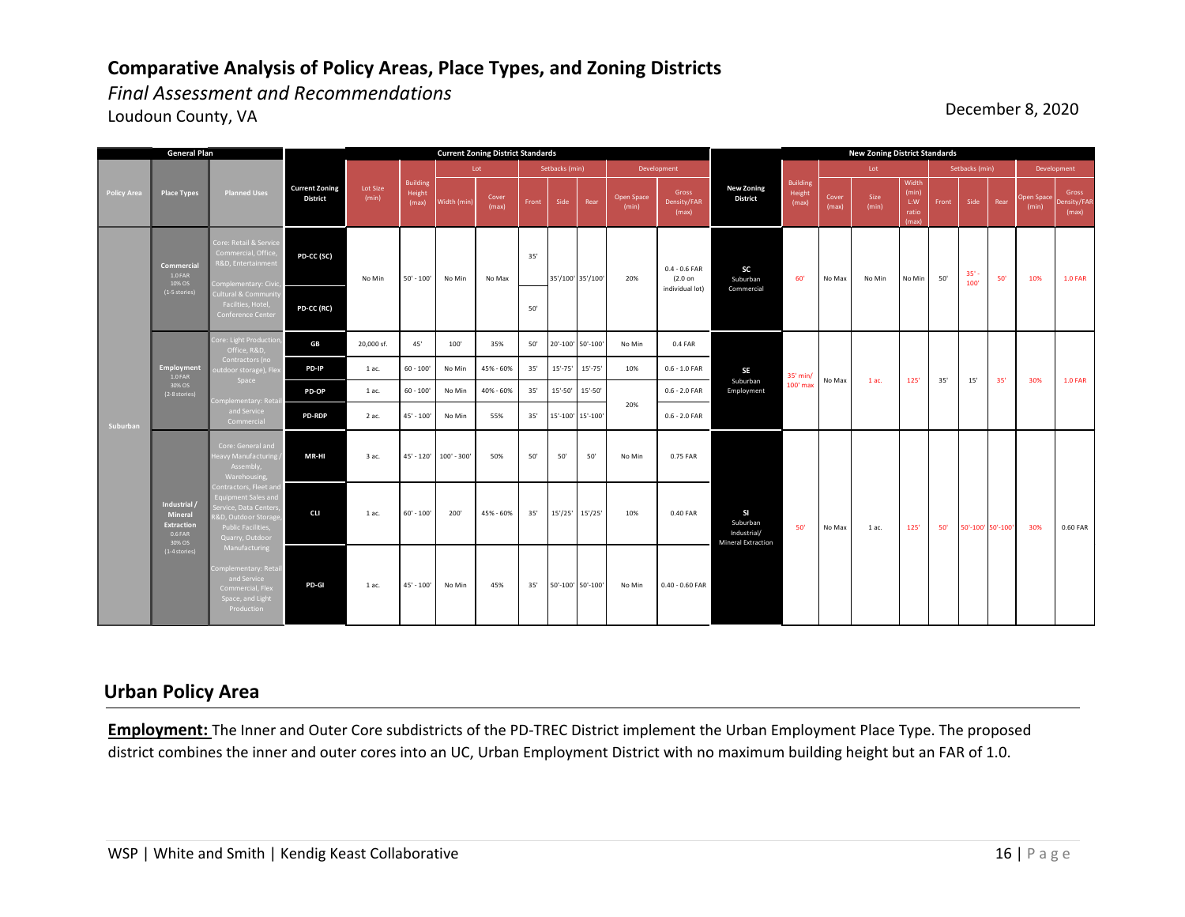## Comparative Analysis of Policy Areas, Place Types, and Zoning Districts

*Final Assessment and Recommendations*

Loudoun County, VA

December 8, 2020

| General Plan | | | Current Zoning District Standards | | | | | | | | | | New Zoning District Standards | | | | | | | | | |
|---|---|---|---|---|---|---|---|---|---|---|---|---|---|---|---|---|---|---|---|---|---|---|
| | | | | | | Lot | | Setbacks (min) | | | Development | | | | Lot | | | Setbacks (min) | | | Development | |
| Policy Area | Place Types | Planned Uses | Current Zoning District | Lot Size (min) | Building Height (max) | Width (min) | Cover (max) | Front | Side | Rear | Open Space (min) | Gross Density/FAR (max) | New Zoning District | Building Height (max) | Cover (max) | Size (min) | Width (min) L:W ratio (max) | Front | Side | Rear | Open Space (min) | Gross Density/FAR (max) |
| Suburban | Commercial 1.0 FAR 10% OS (1-5 stories) | Core: Retail & Service Commercial, Office, R&D, Entertainment Complementary: Civic, Cultural & Community Facilities, Hotel, Conference Center | PD-CC (SC) | No Min | 50' - 100' | No Min | No Max | 35' | 35'/100' | 35'/100' | 20% | 0.4 - 0.6 FAR (2.0 on individual lot) | SC Suburban Commercial | 60' | No Max | No Min | No Min | 50' | 35' - 100' | 50' | 10% | 1.0 FAR |
| | | | PD-CC (RC) | | | | | 50' | | | | | | | | | | | | | | |
| | Employment 1.0 FAR 30% OS (2-8 stories) | Core: Light Production, Office, R&D, Contractors (no outdoor storage), Flex Space Complementary: Retail and Service Commercial | GB | 20,000 sf. | 45' | 100' | 35% | 50' | 20'-100' | 50'-100' | No Min | 0.4 FAR | SE Suburban Employment | 35' min/ 100' max | No Max | 1 ac. | 125' | 35' | 15' | 35' | 30% | 1.0 FAR |
| | | | PD-IP | 1 ac. | 60 - 100' | No Min | 45% - 60% | 35' | 15'-75' | 15'-75' | 10% | 0.6 - 1.0 FAR | | | | | | | | | | |
| | | | PD-OP | 1 ac. | 60 - 100' | No Min | 40% - 60% | 35' | 15'-50' | 15'-50' | 20% | 0.6 - 2.0 FAR | | | | | | | | | | |
| | | | PD-RDP | 2 ac. | 45' - 100' | No Min | 55% | 35' | 15'-100' | 15'-100' | | 0.6 - 2.0 FAR | | | | | | | | | | |
| | Industrial / Mineral Extraction 0.6 FAR 30% OS (1-4 stories) | Core: General and Heavy Manufacturing / Assembly, Warehousing, Contractors, Fleet and Equipment Sales and Service, Data Centers, R&D, Outdoor Storage, Public Facilities, Quarry, Outdoor Manufacturing Complementary: Retail and Service Commercial, Flex Space, and Light Production | MR-HI | 3 ac. | 45' - 120' | 100' - 300' | 50% | 50' | 50' | 50' | No Min | 0.75 FAR | SI Suburban Industrial/ Mineral Extraction | 50' | No Max | 1 ac. | 125' | 50' | 50'-100' | 50'-100' | 30% | 0.60 FAR |
| | | | CLI | 1 ac. | 60' - 100' | 200' | 45% - 60% | 35' | 15'/25' | 15'/25' | 10% | 0.40 FAR | | | | | | | | | | |
| | | | PD-GI | 1 ac. | 45' - 100' | No Min | 45% | 35' | 50'-100' | 50'-100' | No Min | 0.40 - 0.60 FAR | | | | | | | | | | |

## Urban Policy Area

**Employment:** The Inner and Outer Core subdistricts of the PD-TREC District implement the Urban Employment Place Type. The proposed district combines the inner and outer cores into an UC, Urban Employment District with no maximum building height but an FAR of 1.0.

WSP | White and Smith | Kendig Keast Collaborative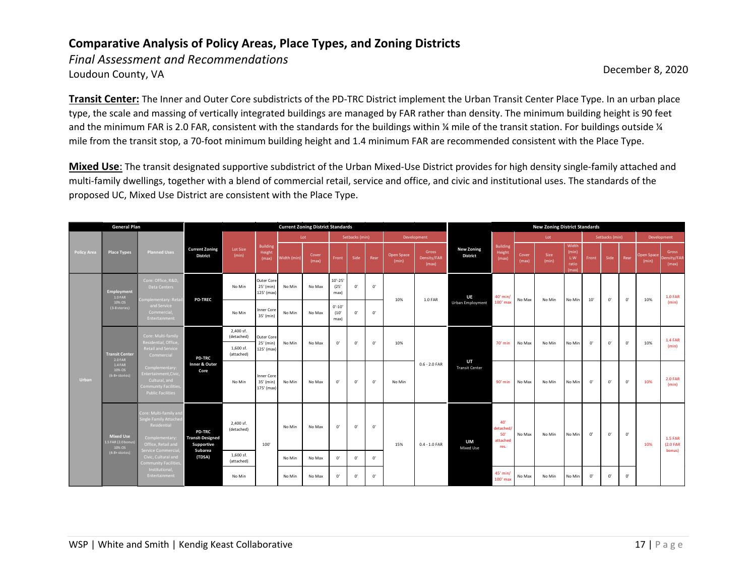# Comparative Analysis of Policy Areas, Place Types, and Zoning Districts

*Final Assessment and Recommendations*

Loudoun County, VA

December 8, 2020

**Transit Center:** The Inner and Outer Core subdistricts of the PD-TRC District implement the Urban Transit Center Place Type. In an urban place type, the scale and massing of vertically integrated buildings are managed by FAR rather than density. The minimum building height is 90 feet and the minimum FAR is 2.0 FAR, consistent with the standards for the buildings within ¼ mile of the transit station. For buildings outside ¼ mile from the transit stop, a 70-foot minimum building height and 1.4 minimum FAR are recommended consistent with the Place Type.

**Mixed Use**: The transit designated supportive subdistrict of the Urban Mixed-Use District provides for high density single-family attached and multi-family dwellings, together with a blend of commercial retail, service and office, and civic and institutional uses. The standards of the proposed UC, Mixed Use District are consistent with the Place Type.

| General Plan | | | Current Zoning District Standards | | | | | | | | | | | New Zoning District Standards | | | | | | | | | | |
|---|---|---|---|---|---|---|---|---|---|---|---|---|---|---|---|---|---|---|---|---|---|---|---|---|
| | | | | | | Lot | | Setbacks (min) | | | Development | | | | Lot | | | Setbacks (min) | | | Development | | | |
| Policy Area | Place Types | Planned Uses | Current Zoning District | Lot Size (min) | Building Height (max) | Width (min) | Cover (max) | Front | Side | Rear | Open Space (min) | Gross Density/FAR (max) | New Zoning District | Building Height (max) | Cover (max) | Size (min) | Width (min) L:W ratio (max) | Front | Side | Rear | Open Space (min) | Gross Density/FAR (max) |
| Urban | Employment 1.0 FAR 10% OS (3-8 stories) | Core: Office, R&D, Data Centers; Complementary: Retail and Service Commercial, Entertainment | PD-TREC | No Min | Outer Core 25' (min) 125' (max) | No Min | No Max | 10'-25' (25' max) | 0' | 0' | 10% | 1.0 FAR | UE Urban Employment | 40' min/ 100' max | No Max | No Min | No Min | 10' | 0' | 0' | 10% | 1.0 FAR (min) |
| | | | | No Min | Inner Core 35' (min) | No Min | No Max | 0'-10' (10' max) | 0' | 0' | | | | | | | | | | | | |
| | Transit Center 2.0 FAR 1.4 FAR 10% OS (6-8+ stories) | Core: Multi-family Residential, Office, Retail and Service Commercial; Complementary: Entertainment, Civic, Cultural, and Community Facilities, Public Facilities | PD-TRC Inner & Outer Core | 2,400 sf. (detached) 1,600 sf. (attached) | Outer Core 25' (min) 125' (max) | No Min | No Max | 0' | 0' | 0' | 10% | 0.6 - 2.0 FAR | UT Transit Center | 70' min | No Max | No Min | No Min | 0' | 0' | 0' | 10% | 1.4 FAR (min) |
| | | | | No Min | Inner Core 35' (min) 175' (max) | No Min | No Max | 0' | 0' | 0' | No Min | | | 90' min | No Max | No Min | No Min | 0' | 0' | 0' | 10% | 2.0 FAR (min) |
| | Mixed Use 1.5 FAR (2.0 bonus) 10% OS (4-8+ stories) | Core: Multi-family and Single Family Attached Residential; Complementary: Office, Retail and Service Commercial, Civic, Cultural and Community Facilities, Institutional, Entertainment | PD-TRC Transit-Designed Supportive Subarea (TDSA) | 2,400 sf. (detached) | 100' | No Min | No Max | 0' | 0' | 0' | 15% | 0.4 - 1.0 FAR | UM Mixed Use | 40' detached/ 50' attached res. | No Max | No Min | No Min | 0' | 0' | 0' | 10% | 1.5 FAR (2.0 FAR bonus) |
| | | | | 1,600 sf. (attached) | | No Min | No Max | 0' | 0' | 0' | | | | | | | | | | | | |
| | | | | No Min | | No Min | No Max | 0' | 0' | 0' | | | | 45' min/ 100' max | No Max | No Min | No Min | 0' | 0' | 0' | | |

WSP | White and Smith | Kendig Keast Collaborative